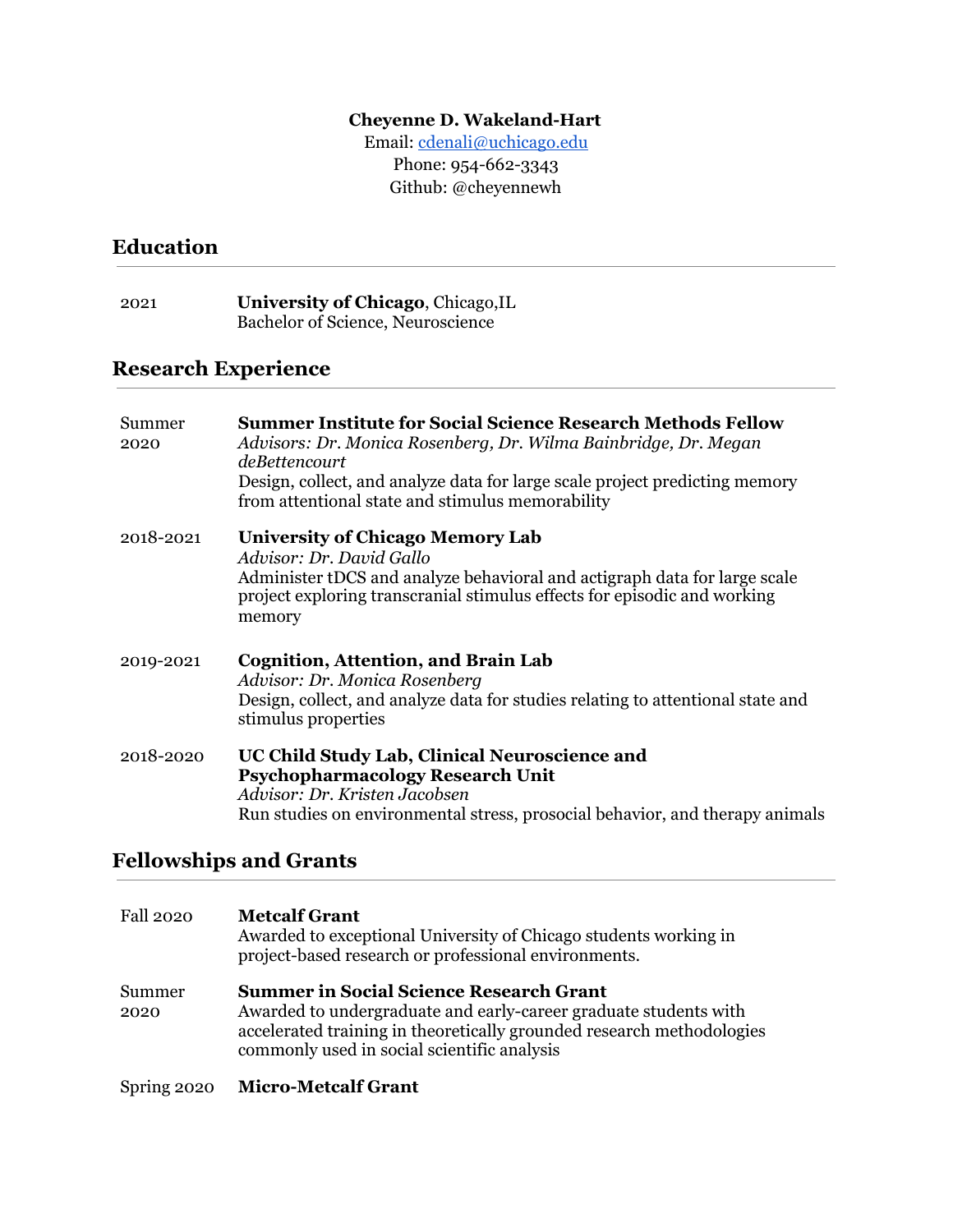**Cheyenne D. Wakeland-Hart**
Email: [cdenali@uchicago.edu](mailto:cdenali@uchicago.edu)
Phone: 954-662-3343
Github: @cheyennewh

## Education

2021 — **University of Chicago**, Chicago,IL
Bachelor of Science, Neuroscience

## Research Experience

Summer 2020 — **Summer Institute for Social Science Research Methods Fellow**
*Advisors: Dr. Monica Rosenberg, Dr. Wilma Bainbridge, Dr. Megan deBettencourt*
Design, collect, and analyze data for large scale project predicting memory from attentional state and stimulus memorability

2018-2021 — **University of Chicago Memory Lab**
*Advisor: Dr. David Gallo*
Administer tDCS and analyze behavioral and actigraph data for large scale project exploring transcranial stimulus effects for episodic and working memory

2019-2021 — **Cognition, Attention, and Brain Lab**
*Advisor: Dr. Monica Rosenberg*
Design, collect, and analyze data for studies relating to attentional state and stimulus properties

2018-2020 — **UC Child Study Lab, Clinical Neuroscience and Psychopharmacology Research Unit**
*Advisor: Dr. Kristen Jacobsen*
Run studies on environmental stress, prosocial behavior, and therapy animals

## Fellowships and Grants

Fall 2020 — **Metcalf Grant**
Awarded to exceptional University of Chicago students working in project-based research or professional environments.

Summer 2020 — **Summer in Social Science Research Grant**
Awarded to undergraduate and early-career graduate students with accelerated training in theoretically grounded research methodologies commonly used in social scientific analysis

Spring 2020 — **Micro-Metcalf Grant**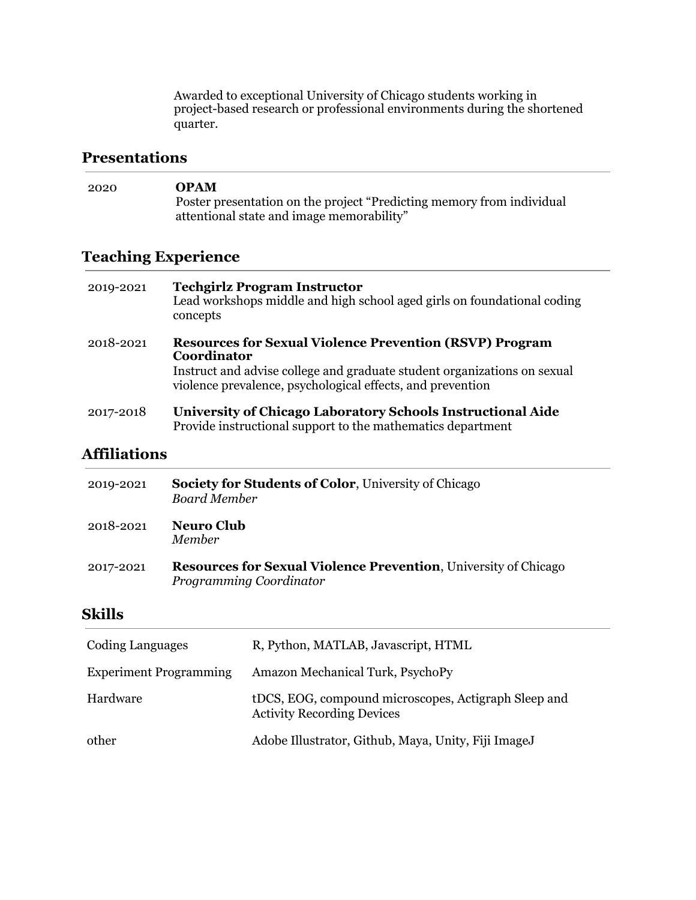Awarded to exceptional University of Chicago students working in project-based research or professional environments during the shortened quarter.

## Presentations

2020 **OPAM**
Poster presentation on the project "Predicting memory from individual attentional state and image memorability"

## Teaching Experience

2019-2021 **Techgirlz Program Instructor**
Lead workshops middle and high school aged girls on foundational coding concepts

2018-2021 **Resources for Sexual Violence Prevention (RSVP) Program Coordinator**
Instruct and advise college and graduate student organizations on sexual violence prevalence, psychological effects, and prevention

2017-2018 **University of Chicago Laboratory Schools Instructional Aide**
Provide instructional support to the mathematics department

## Affiliations

2019-2021 **Society for Students of Color**, University of Chicago
*Board Member*

2018-2021 **Neuro Club**
*Member*

2017-2021 **Resources for Sexual Violence Prevention**, University of Chicago
*Programming Coordinator*

## Skills

| | |
|---|---|
| Coding Languages | R, Python, MATLAB, Javascript, HTML |
| Experiment Programming | Amazon Mechanical Turk, PsychoPy |
| Hardware | tDCS, EOG, compound microscopes, Actigraph Sleep and Activity Recording Devices |
| other | Adobe Illustrator, Github, Maya, Unity, Fiji ImageJ |